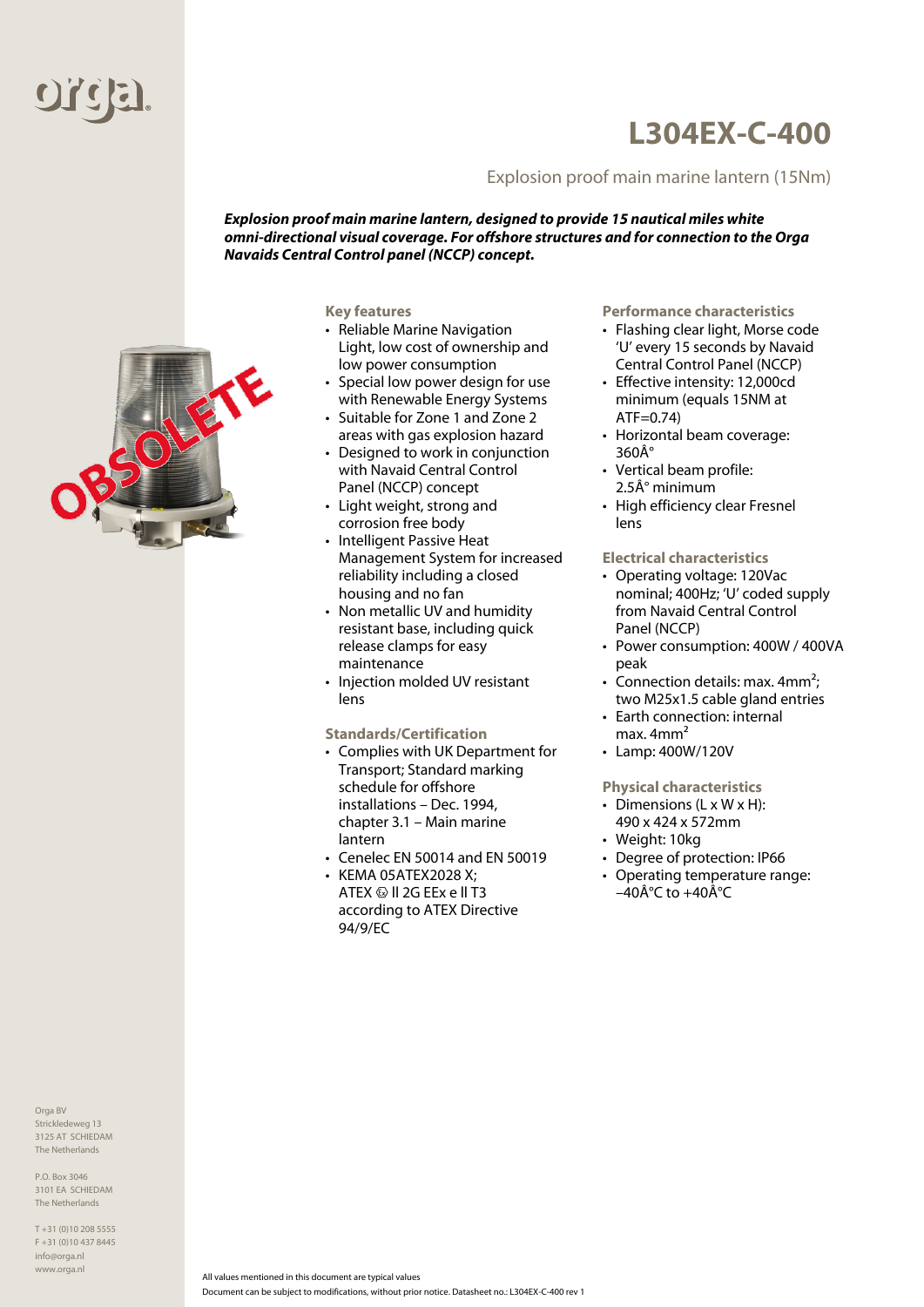# L304EX-C-400

Explosion proof main marine lantern (15Nm)

***Explosion proof main marine lantern, designed to provide 15 nautical miles white omni-directional visual coverage. For offshore structures and for connection to the Orga Navaids Central Control panel (NCCP) concept.***

OBSOLETE

### Key features

- Reliable Marine Navigation Light, low cost of ownership and low power consumption
- Special low power design for use with Renewable Energy Systems
- Suitable for Zone 1 and Zone 2 areas with gas explosion hazard
- Designed to work in conjunction with Navaid Central Control Panel (NCCP) concept
- Light weight, strong and corrosion free body
- Intelligent Passive Heat Management System for increased reliability including a closed housing and no fan
- Non metallic UV and humidity resistant base, including quick release clamps for easy maintenance
- Injection molded UV resistant lens

### Standards/Certification

- Complies with UK Department for Transport; Standard marking schedule for offshore installations – Dec. 1994, chapter 3.1 – Main marine lantern
- Cenelec EN 50014 and EN 50019
- KEMA 05ATEX2028 X; ATEX ⓔ II 2G EEx e II T3 according to ATEX Directive 94/9/EC

### Performance characteristics

- Flashing clear light, Morse code 'U' every 15 seconds by Navaid Central Control Panel (NCCP)
- Effective intensity: 12,000cd minimum (equals 15NM at ATF=0.74)
- Horizontal beam coverage: 360Â°
- Vertical beam profile: 2.5Â° minimum
- High efficiency clear Fresnel lens

### Electrical characteristics

- Operating voltage: 120Vac nominal; 400Hz; 'U' coded supply from Navaid Central Control Panel (NCCP)
- Power consumption: 400W / 400VA peak
- Connection details: max. $4mm^2$; two M25x1.5 cable gland entries
- Earth connection: internal max. $4mm^2$
- Lamp: 400W/120V

### Physical characteristics

- Dimensions (L x W x H): 490 x 424 x 572mm
- Weight: 10kg
- Degree of protection: IP66
- Operating temperature range: –40Â°C to +40Â°C

Orga BV
Strickledeweg 13
3125 AT SCHIEDAM
The Netherlands

P.O. Box 3046
3101 EA SCHIEDAM
The Netherlands

T +31 (0)10 208 5555
F +31 (0)10 437 8445
info@orga.nl
www.orga.nl

All values mentioned in this document are typical values

Document can be subject to modifications, without prior notice. Datasheet no.: L304EX-C-400 rev 1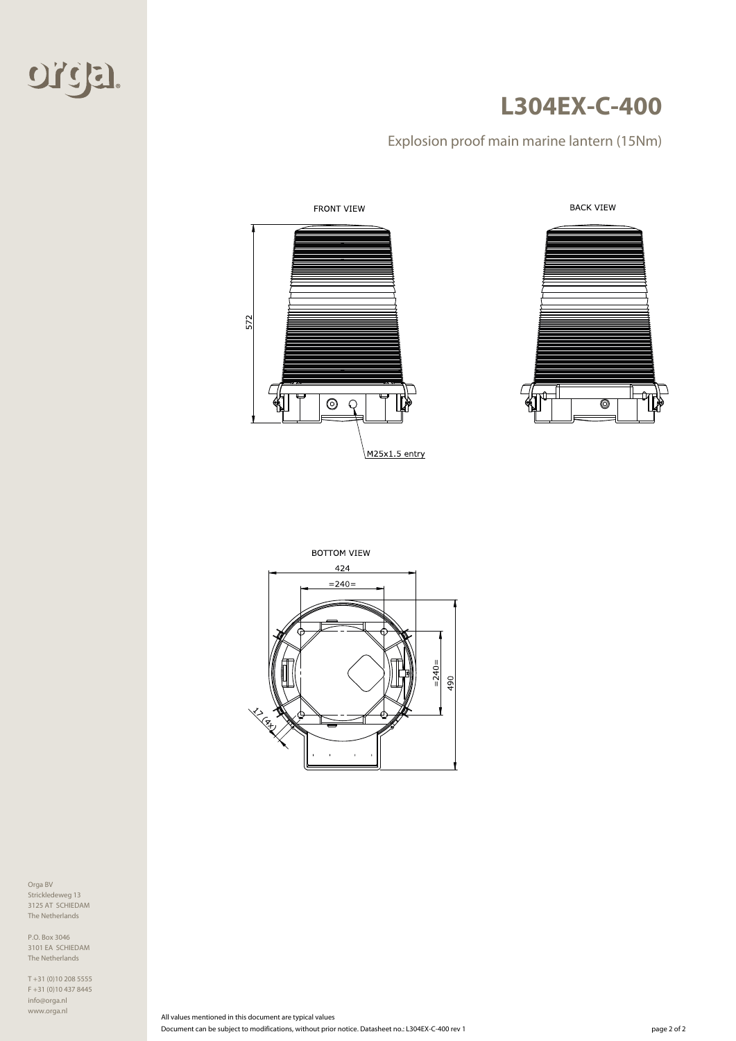# L304EX-C-400

Explosion proof main marine lantern (15Nm)

FRONT VIEW

572

M25x1.5 entry

BACK VIEW

BOTTOM VIEW

424

=240=

=240=

490

17 (4x)

Orga BV
Strickledeweg 13
3125 AT SCHIEDAM
The Netherlands

P.O. Box 3046
3101 EA SCHIEDAM
The Netherlands

T +31 (0)10 208 5555
F +31 (0)10 437 8445
info@orga.nl
www.orga.nl

All values mentioned in this document are typical values

Document can be subject to modifications, without prior notice. Datasheet no.: L304EX-C-400 rev 1